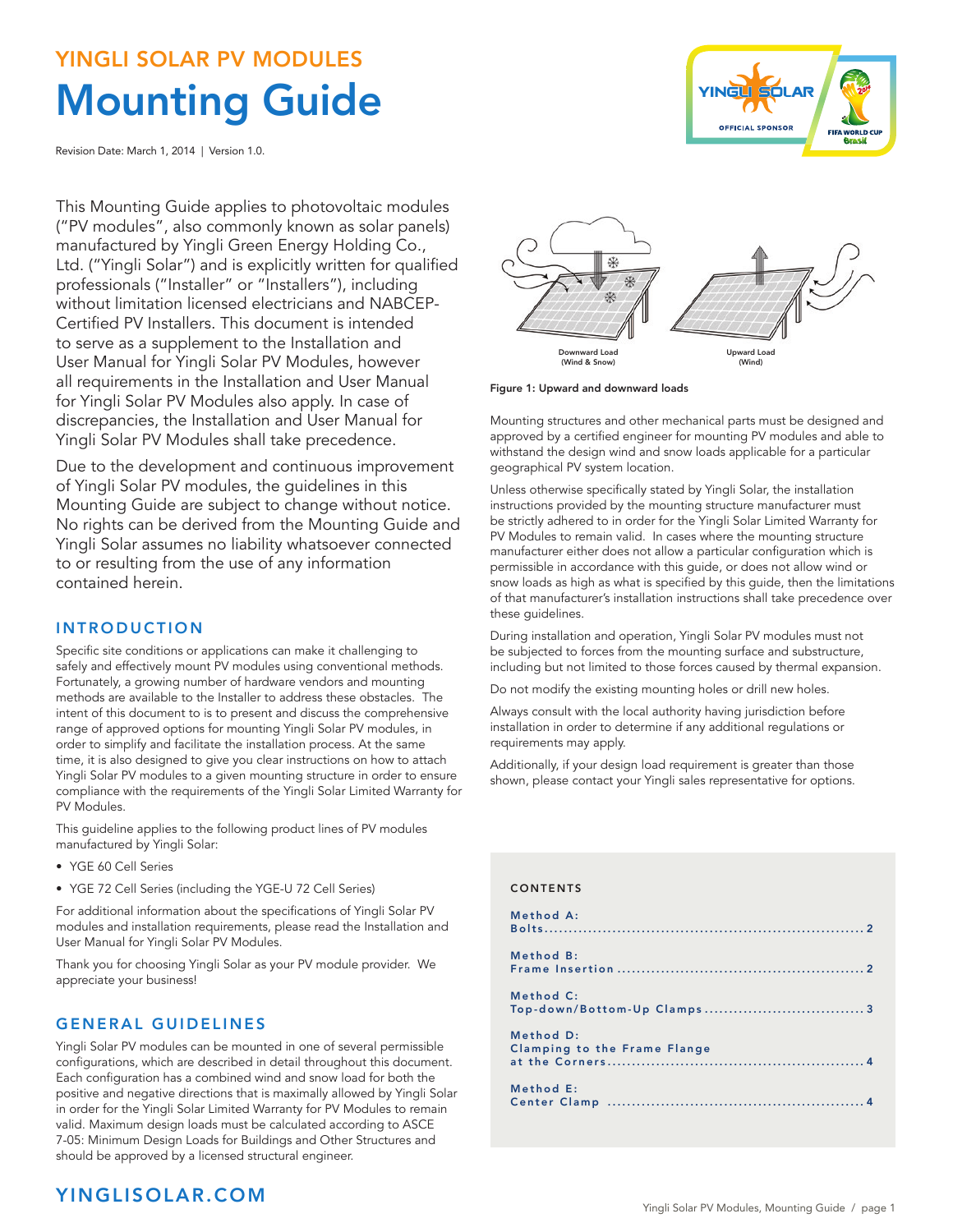# YINGLI SOLAR PV MODULES

# Mounting Guide

Revision Date: March 1, 2014 | Version 1.0.

This Mounting Guide applies to photovoltaic modules ("PV modules", also commonly known as solar panels) manufactured by Yingli Green Energy Holding Co., Ltd. ("Yingli Solar") and is explicitly written for qualified professionals ("Installer" or "Installers"), including without limitation licensed electricians and NABCEP-Certified PV Installers. This document is intended to serve as a supplement to the Installation and User Manual for Yingli Solar PV Modules, however all requirements in the Installation and User Manual for Yingli Solar PV Modules also apply. In case of discrepancies, the Installation and User Manual for Yingli Solar PV Modules shall take precedence.

Due to the development and continuous improvement of Yingli Solar PV modules, the guidelines in this Mounting Guide are subject to change without notice. No rights can be derived from the Mounting Guide and Yingli Solar assumes no liability whatsoever connected to or resulting from the use of any information contained herein.

## INTRODUCTION

Specific site conditions or applications can make it challenging to safely and effectively mount PV modules using conventional methods. Fortunately, a growing number of hardware vendors and mounting methods are available to the Installer to address these obstacles. The intent of this document to is to present and discuss the comprehensive range of approved options for mounting Yingli Solar PV modules, in order to simplify and facilitate the installation process. At the same time, it is also designed to give you clear instructions on how to attach Yingli Solar PV modules to a given mounting structure in order to ensure compliance with the requirements of the Yingli Solar Limited Warranty for PV Modules.

This guideline applies to the following product lines of PV modules manufactured by Yingli Solar:

- YGE 60 Cell Series
- YGE 72 Cell Series (including the YGE-U 72 Cell Series)

For additional information about the specifications of Yingli Solar PV modules and installation requirements, please read the Installation and User Manual for Yingli Solar PV Modules.

Thank you for choosing Yingli Solar as your PV module provider. We appreciate your business!

## GENERAL GUIDELINES

Yingli Solar PV modules can be mounted in one of several permissible configurations, which are described in detail throughout this document. Each configuration has a combined wind and snow load for both the positive and negative directions that is maximally allowed by Yingli Solar in order for the Yingli Solar Limited Warranty for PV Modules to remain valid. Maximum design loads must be calculated according to ASCE 7-05: Minimum Design Loads for Buildings and Other Structures and should be approved by a licensed structural engineer.

Downward Load (Wind & Snow) | Upward Load (Wind)

Figure 1: Upward and downward loads

Mounting structures and other mechanical parts must be designed and approved by a certified engineer for mounting PV modules and able to withstand the design wind and snow loads applicable for a particular geographical PV system location.

Unless otherwise specifically stated by Yingli Solar, the installation instructions provided by the mounting structure manufacturer must be strictly adhered to in order for the Yingli Solar Limited Warranty for PV Modules to remain valid. In cases where the mounting structure manufacturer either does not allow a particular configuration which is permissible in accordance with this guide, or does not allow wind or snow loads as high as what is specified by this guide, then the limitations of that manufacturer's installation instructions shall take precedence over these guidelines.

During installation and operation, Yingli Solar PV modules must not be subjected to forces from the mounting surface and substructure, including but not limited to those forces caused by thermal expansion.

Do not modify the existing mounting holes or drill new holes.

Always consult with the local authority having jurisdiction before installation in order to determine if any additional regulations or requirements may apply.

Additionally, if your design load requirement is greater than those shown, please contact your Yingli sales representative for options.

**CONTENTS**

- Method A: Bolts .......... 2
- Method B: Frame Insertion .......... 2
- Method C: Top-down/Bottom-Up Clamps .......... 3
- Method D: Clamping to the Frame Flange at the Corners .......... 4
- Method E: Center Clamp .......... 4

YINGLISOLAR.COM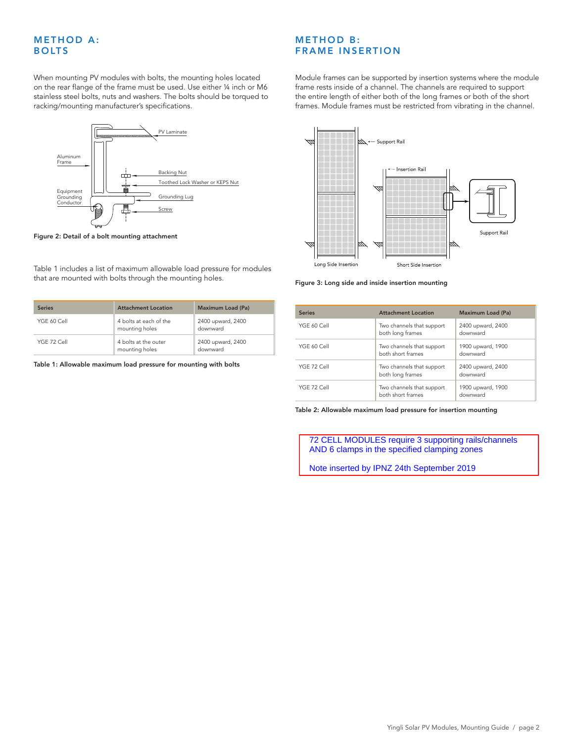## METHOD A: BOLTS

When mounting PV modules with bolts, the mounting holes located on the rear flange of the frame must be used. Use either ¼ inch or M6 stainless steel bolts, nuts and washers. The bolts should be torqued to racking/mounting manufacturer's specifications.

Figure 2: Detail of a bolt mounting attachment

Table 1 includes a list of maximum allowable load pressure for modules that are mounted with bolts through the mounting holes.

| Series | Attachment Location | Maximum Load (Pa) |
|---|---|---|
| YGE 60 Cell | 4 bolts at each of the mounting holes | 2400 upward, 2400 downward |
| YGE 72 Cell | 4 bolts at the outer mounting holes | 2400 upward, 2400 downward |

Table 1: Allowable maximum load pressure for mounting with bolts

## METHOD B: FRAME INSERTION

Module frames can be supported by insertion systems where the module frame rests inside of a channel. The channels are required to support the entire length of either both of the long frames or both of the short frames. Module frames must be restricted from vibrating in the channel.

Figure 3: Long side and inside insertion mounting

| Series | Attachment Location | Maximum Load (Pa) |
|---|---|---|
| YGE 60 Cell | Two channels that support both long frames | 2400 upward, 2400 downward |
| YGE 60 Cell | Two channels that support both short frames | 1900 upward, 1900 downward |
| YGE 72 Cell | Two channels that support both long frames | 2400 upward, 2400 downward |
| YGE 72 Cell | Two channels that support both short frames | 1900 upward, 1900 downward |

Table 2: Allowable maximum load pressure for insertion mounting

72 CELL MODULES require 3 supporting rails/channels AND 6 clamps in the specified clamping zones

Note inserted by IPNZ 24th September 2019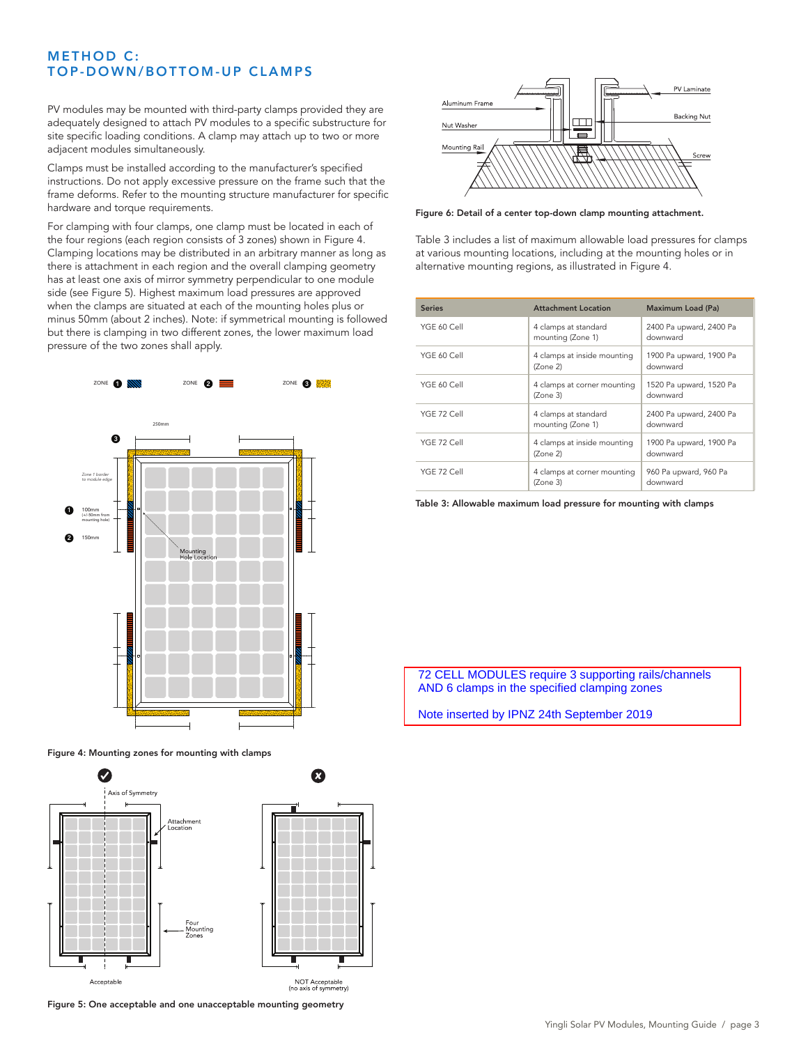## METHOD C: TOP-DOWN/BOTTOM-UP CLAMPS

PV modules may be mounted with third-party clamps provided they are adequately designed to attach PV modules to a specific substructure for site specific loading conditions. A clamp may attach up to two or more adjacent modules simultaneously.

Clamps must be installed according to the manufacturer's specified instructions. Do not apply excessive pressure on the frame such that the frame deforms. Refer to the mounting structure manufacturer for specific hardware and torque requirements.

For clamping with four clamps, one clamp must be located in each of the four regions (each region consists of 3 zones) shown in Figure 4. Clamping locations may be distributed in an arbitrary manner as long as there is attachment in each region and the overall clamping geometry has at least one axis of mirror symmetry perpendicular to one module side (see Figure 5). Highest maximum load pressures are approved when the clamps are situated at each of the mounting holes plus or minus 50mm (about 2 inches). Note: if symmetrical mounting is followed but there is clamping in two different zones, the lower maximum load pressure of the two zones shall apply.

Figure 4: Mounting zones for mounting with clamps

Figure 5: One acceptable and one unacceptable mounting geometry

Figure 6: Detail of a center top-down clamp mounting attachment.

Table 3 includes a list of maximum allowable load pressures for clamps at various mounting locations, including at the mounting holes or in alternative mounting regions, as illustrated in Figure 4.

| Series | Attachment Location | Maximum Load (Pa) |
|---|---|---|
| YGE 60 Cell | 4 clamps at standard mounting (Zone 1) | 2400 Pa upward, 2400 Pa downward |
| YGE 60 Cell | 4 clamps at inside mounting (Zone 2) | 1900 Pa upward, 1900 Pa downward |
| YGE 60 Cell | 4 clamps at corner mounting (Zone 3) | 1520 Pa upward, 1520 Pa downward |
| YGE 72 Cell | 4 clamps at standard mounting (Zone 1) | 2400 Pa upward, 2400 Pa downward |
| YGE 72 Cell | 4 clamps at inside mounting (Zone 2) | 1900 Pa upward, 1900 Pa downward |
| YGE 72 Cell | 4 clamps at corner mounting (Zone 3) | 960 Pa upward, 960 Pa downward |

Table 3: Allowable maximum load pressure for mounting with clamps

72 CELL MODULES require 3 supporting rails/channels AND 6 clamps in the specified clamping zones

Note inserted by IPNZ 24th September 2019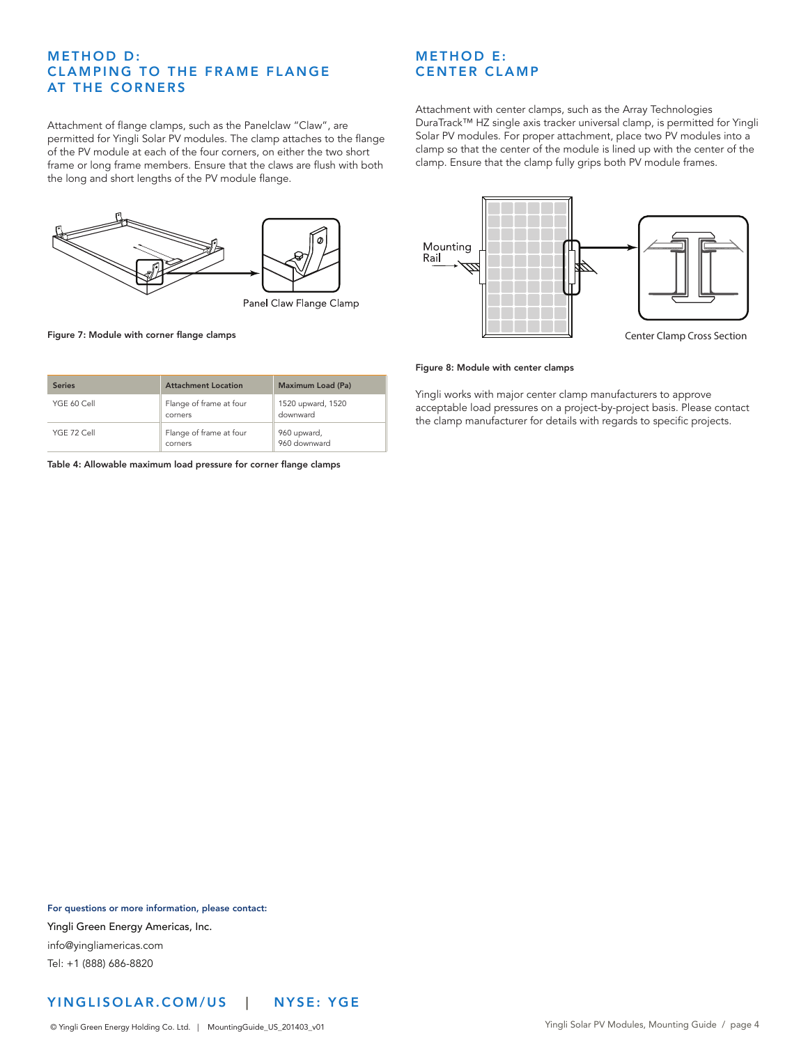## METHOD D: CLAMPING TO THE FRAME FLANGE AT THE CORNERS

Attachment of flange clamps, such as the Panelclaw "Claw", are permitted for Yingli Solar PV modules. The clamp attaches to the flange of the PV module at each of the four corners, on either the two short frame or long frame members. Ensure that the claws are flush with both the long and short lengths of the PV module flange.

Panel Claw Flange Clamp

Figure 7: Module with corner flange clamps

| Series | Attachment Location | Maximum Load (Pa) |
|---|---|---|
| YGE 60 Cell | Flange of frame at four corners | 1520 upward, 1520 downward |
| YGE 72 Cell | Flange of frame at four corners | 960 upward, 960 downward |

Table 4: Allowable maximum load pressure for corner flange clamps

## METHOD E: CENTER CLAMP

Attachment with center clamps, such as the Array Technologies DuraTrack™ HZ single axis tracker universal clamp, is permitted for Yingli Solar PV modules. For proper attachment, place two PV modules into a clamp so that the center of the module is lined up with the center of the clamp. Ensure that the clamp fully grips both PV module frames.

Mounting Rail

Center Clamp Cross Section

Figure 8: Module with center clamps

Yingli works with major center clamp manufacturers to approve acceptable load pressures on a project-by-project basis. Please contact the clamp manufacturer for details with regards to specific projects.

**For questions or more information, please contact:**

Yingli Green Energy Americas, Inc.

info@yingliamericas.com

Tel: +1 (888) 686-8820

**YINGLISOLAR.COM/US | NYSE: YGE**

© Yingli Green Energy Holding Co. Ltd. | MountingGuide_US_201403_v01